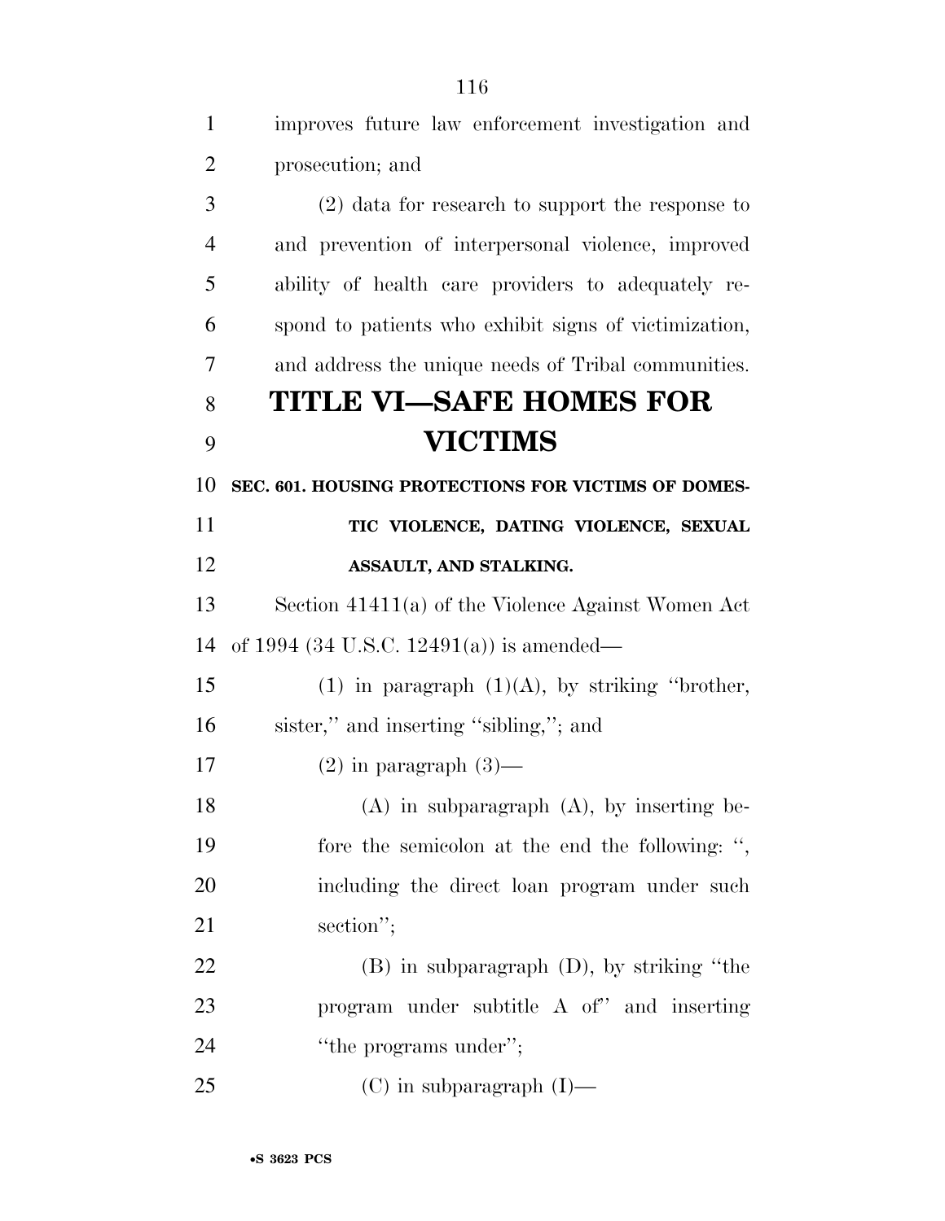improves future law enforcement investigation and prosecution; and

(2) data for research to support the response to and prevention of interpersonal violence, improved ability of health care providers to adequately respond to patients who exhibit signs of victimization, and address the unique needs of Tribal communities.

# TITLE VI—SAFE HOMES FOR VICTIMS

**SEC. 601. HOUSING PROTECTIONS FOR VICTIMS OF DOMESTIC VIOLENCE, DATING VIOLENCE, SEXUAL ASSAULT, AND STALKING.**

Section 41411(a) of the Violence Against Women Act of 1994 (34 U.S.C. 12491(a)) is amended—

(1) in paragraph (1)(A), by striking ''brother, sister,'' and inserting ''sibling,''; and

(2) in paragraph (3)—

(A) in subparagraph (A), by inserting before the semicolon at the end the following: '', including the direct loan program under such section'';

(B) in subparagraph (D), by striking ''the program under subtitle A of'' and inserting ''the programs under'';

(C) in subparagraph (I)—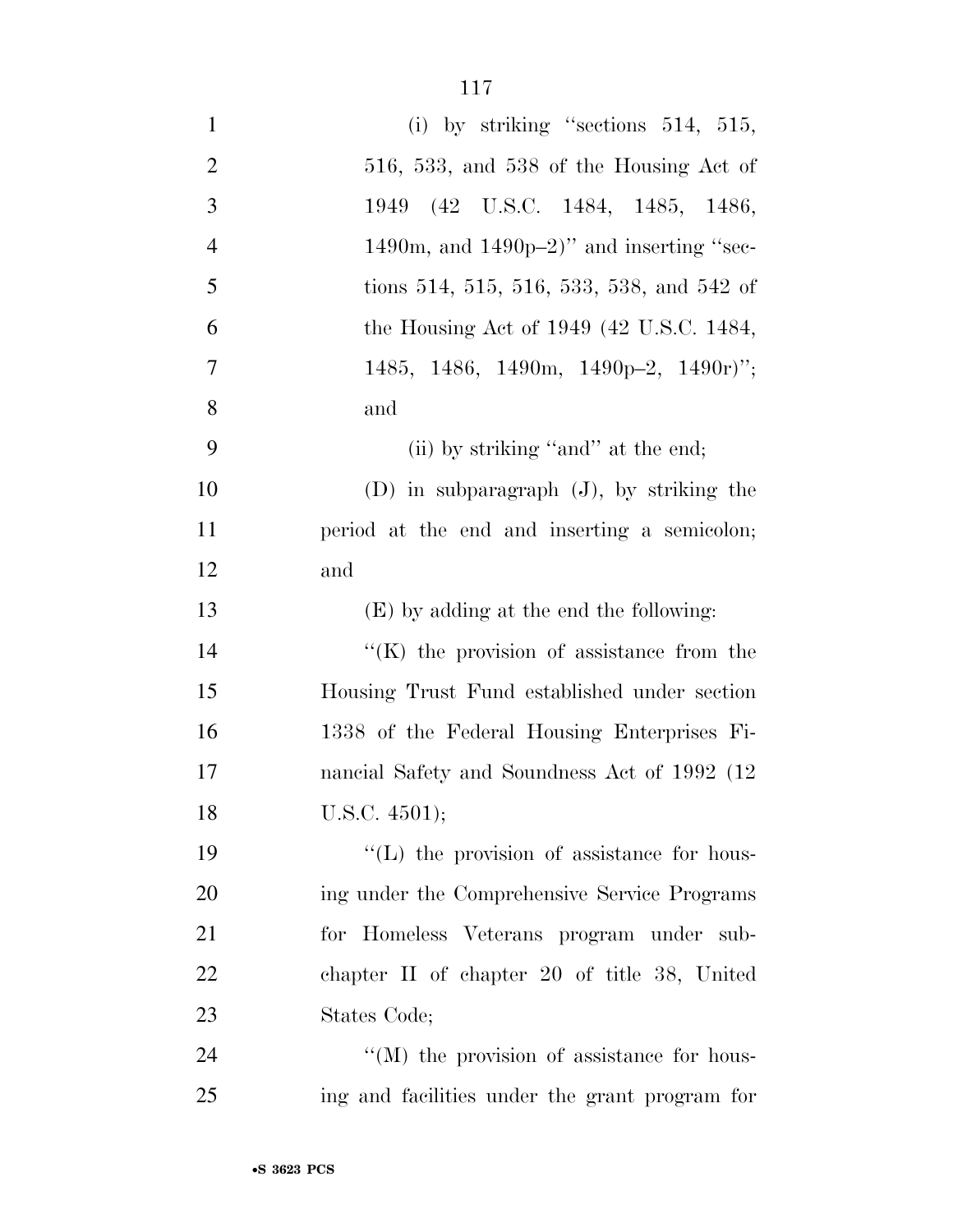(i) by striking "sections 514, 515, 516, 533, and 538 of the Housing Act of 1949 (42 U.S.C. 1484, 1485, 1486, 1490m, and 1490p–2)" and inserting "sections 514, 515, 516, 533, 538, and 542 of the Housing Act of 1949 (42 U.S.C. 1484, 1485, 1486, 1490m, 1490p–2, 1490r)"; and

(ii) by striking "and" at the end;

(D) in subparagraph (J), by striking the period at the end and inserting a semicolon; and

(E) by adding at the end the following:

"(K) the provision of assistance from the Housing Trust Fund established under section 1338 of the Federal Housing Enterprises Financial Safety and Soundness Act of 1992 (12 U.S.C. 4501);

"(L) the provision of assistance for housing under the Comprehensive Service Programs for Homeless Veterans program under subchapter II of chapter 20 of title 38, United States Code;

"(M) the provision of assistance for housing and facilities under the grant program for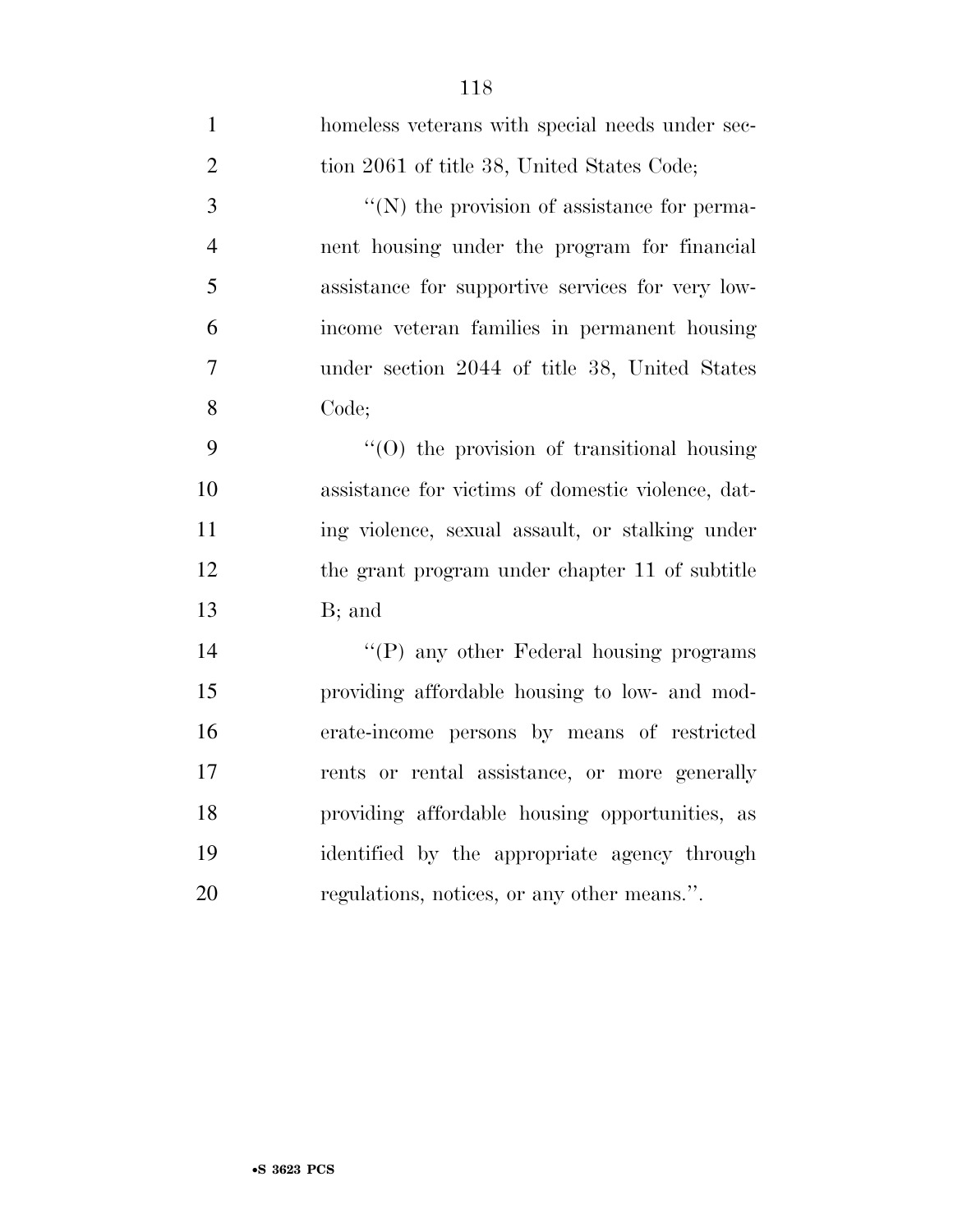homeless veterans with special needs under section 2061 of title 38, United States Code;

''(N) the provision of assistance for permanent housing under the program for financial assistance for supportive services for very low-income veteran families in permanent housing under section 2044 of title 38, United States Code;

''(O) the provision of transitional housing assistance for victims of domestic violence, dating violence, sexual assault, or stalking under the grant program under chapter 11 of subtitle B; and

''(P) any other Federal housing programs providing affordable housing to low- and moderate-income persons by means of restricted rents or rental assistance, or more generally providing affordable housing opportunities, as identified by the appropriate agency through regulations, notices, or any other means.''.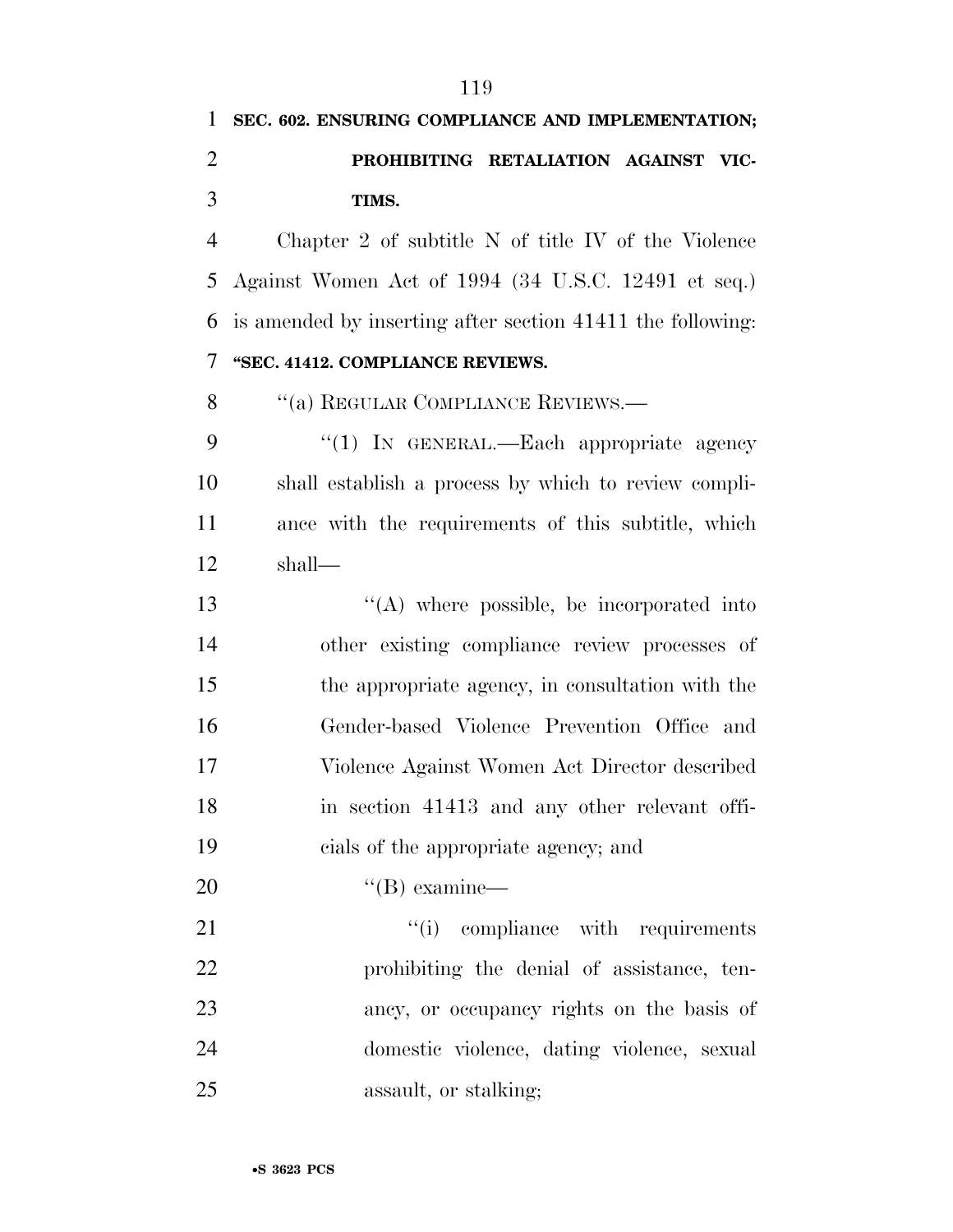**SEC. 602. ENSURING COMPLIANCE AND IMPLEMENTATION; PROHIBITING RETALIATION AGAINST VICTIMS.**

Chapter 2 of subtitle N of title IV of the Violence Against Women Act of 1994 (34 U.S.C. 12491 et seq.) is amended by inserting after section 41411 the following:

**"SEC. 41412. COMPLIANCE REVIEWS.**

"(a) REGULAR COMPLIANCE REVIEWS.—

"(1) IN GENERAL.—Each appropriate agency shall establish a process by which to review compliance with the requirements of this subtitle, which shall—

"(A) where possible, be incorporated into other existing compliance review processes of the appropriate agency, in consultation with the Gender-based Violence Prevention Office and Violence Against Women Act Director described in section 41413 and any other relevant officials of the appropriate agency; and

"(B) examine—

"(i) compliance with requirements prohibiting the denial of assistance, tenancy, or occupancy rights on the basis of domestic violence, dating violence, sexual assault, or stalking;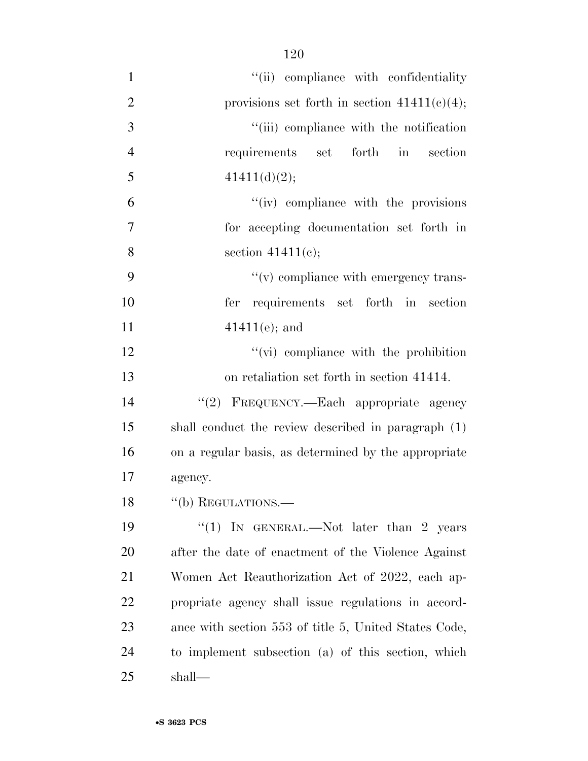''(ii) compliance with confidentiality provisions set forth in section 41411(c)(4);

''(iii) compliance with the notification requirements set forth in section 41411(d)(2);

''(iv) compliance with the provisions for accepting documentation set forth in section 41411(c);

''(v) compliance with emergency transfer requirements set forth in section 41411(e); and

''(vi) compliance with the prohibition on retaliation set forth in section 41414.

''(2) FREQUENCY.—Each appropriate agency shall conduct the review described in paragraph (1) on a regular basis, as determined by the appropriate agency.

''(b) REGULATIONS.—

''(1) IN GENERAL.—Not later than 2 years after the date of enactment of the Violence Against Women Act Reauthorization Act of 2022, each appropriate agency shall issue regulations in accordance with section 553 of title 5, United States Code, to implement subsection (a) of this section, which shall—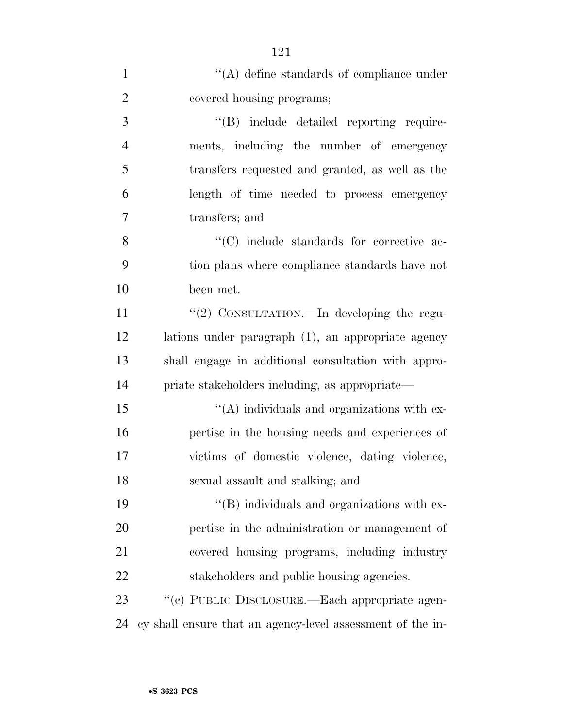''(A) define standards of compliance under covered housing programs;

''(B) include detailed reporting requirements, including the number of emergency transfers requested and granted, as well as the length of time needed to process emergency transfers; and

''(C) include standards for corrective action plans where compliance standards have not been met.

''(2) CONSULTATION.—In developing the regulations under paragraph (1), an appropriate agency shall engage in additional consultation with appropriate stakeholders including, as appropriate—

''(A) individuals and organizations with expertise in the housing needs and experiences of victims of domestic violence, dating violence, sexual assault and stalking; and

''(B) individuals and organizations with expertise in the administration or management of covered housing programs, including industry stakeholders and public housing agencies.

''(c) PUBLIC DISCLOSURE.—Each appropriate agency shall ensure that an agency-level assessment of the in-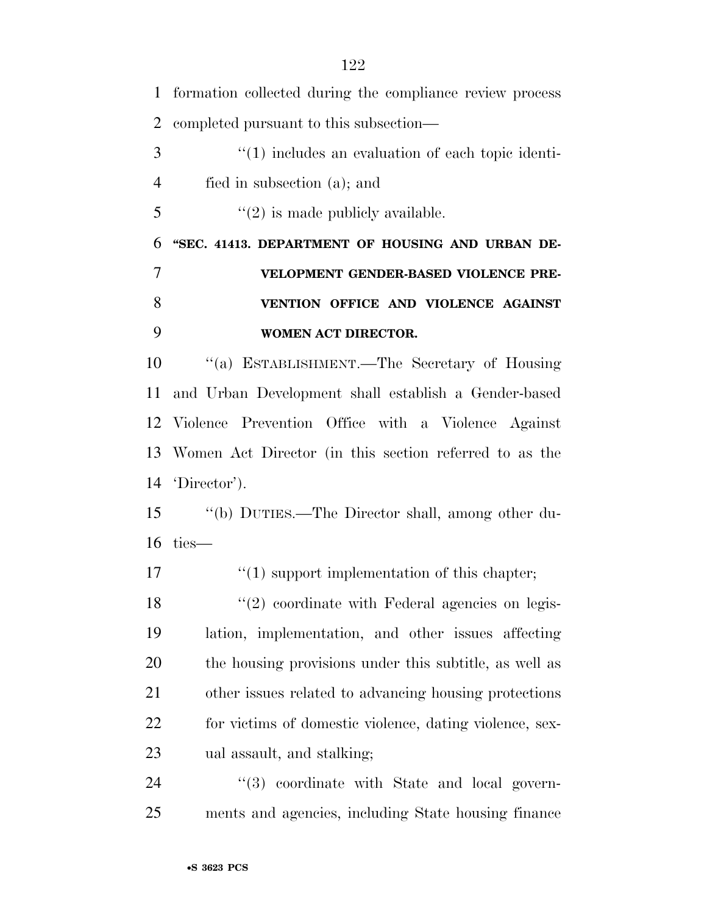formation collected during the compliance review process completed pursuant to this subsection—

''(1) includes an evaluation of each topic identified in subsection (a); and

''(2) is made publicly available.

**''SEC. 41413. DEPARTMENT OF HOUSING AND URBAN DEVELOPMENT GENDER-BASED VIOLENCE PREVENTION OFFICE AND VIOLENCE AGAINST WOMEN ACT DIRECTOR.**

''(a) ESTABLISHMENT.—The Secretary of Housing and Urban Development shall establish a Gender-based Violence Prevention Office with a Violence Against Women Act Director (in this section referred to as the 'Director').

''(b) DUTIES.—The Director shall, among other duties—

''(1) support implementation of this chapter;

''(2) coordinate with Federal agencies on legislation, implementation, and other issues affecting the housing provisions under this subtitle, as well as other issues related to advancing housing protections for victims of domestic violence, dating violence, sexual assault, and stalking;

''(3) coordinate with State and local governments and agencies, including State housing finance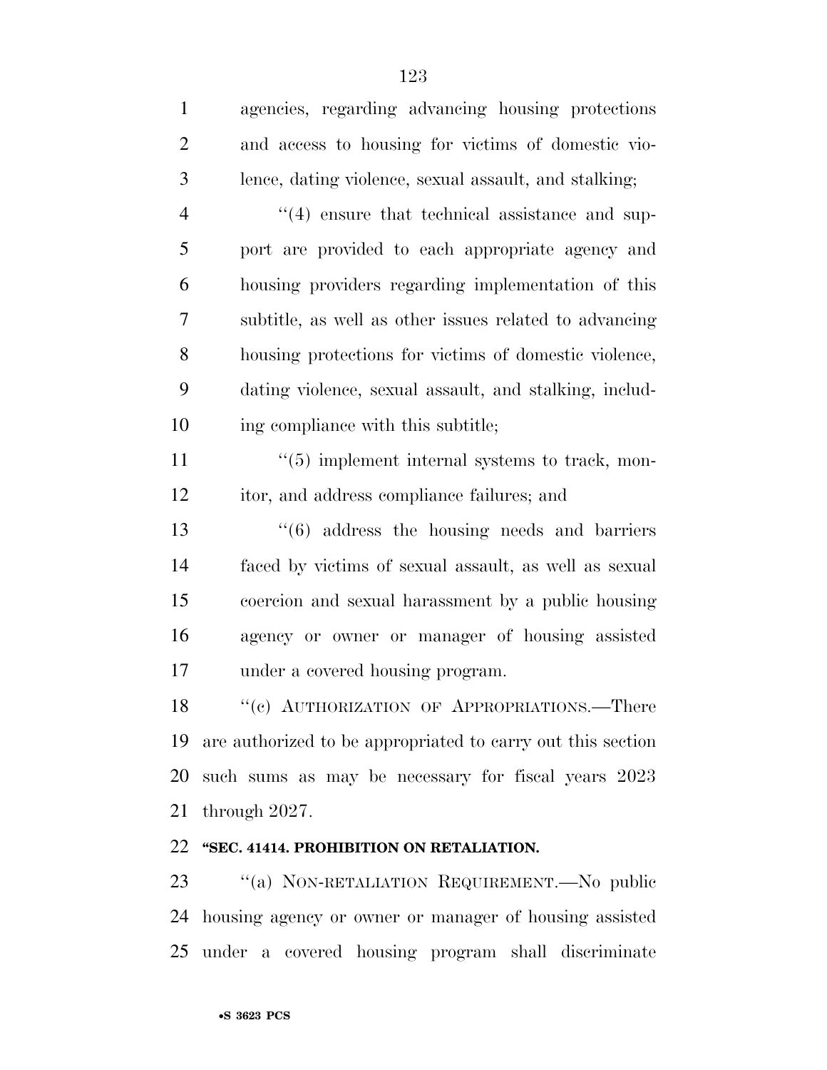agencies, regarding advancing housing protections and access to housing for victims of domestic violence, dating violence, sexual assault, and stalking;

"(4) ensure that technical assistance and support are provided to each appropriate agency and housing providers regarding implementation of this subtitle, as well as other issues related to advancing housing protections for victims of domestic violence, dating violence, sexual assault, and stalking, including compliance with this subtitle;

"(5) implement internal systems to track, monitor, and address compliance failures; and

"(6) address the housing needs and barriers faced by victims of sexual assault, as well as sexual coercion and sexual harassment by a public housing agency or owner or manager of housing assisted under a covered housing program.

"(c) AUTHORIZATION OF APPROPRIATIONS.—There are authorized to be appropriated to carry out this section such sums as may be necessary for fiscal years 2023 through 2027.

**"SEC. 41414. PROHIBITION ON RETALIATION.**

"(a) NON-RETALIATION REQUIREMENT.—No public housing agency or owner or manager of housing assisted under a covered housing program shall discriminate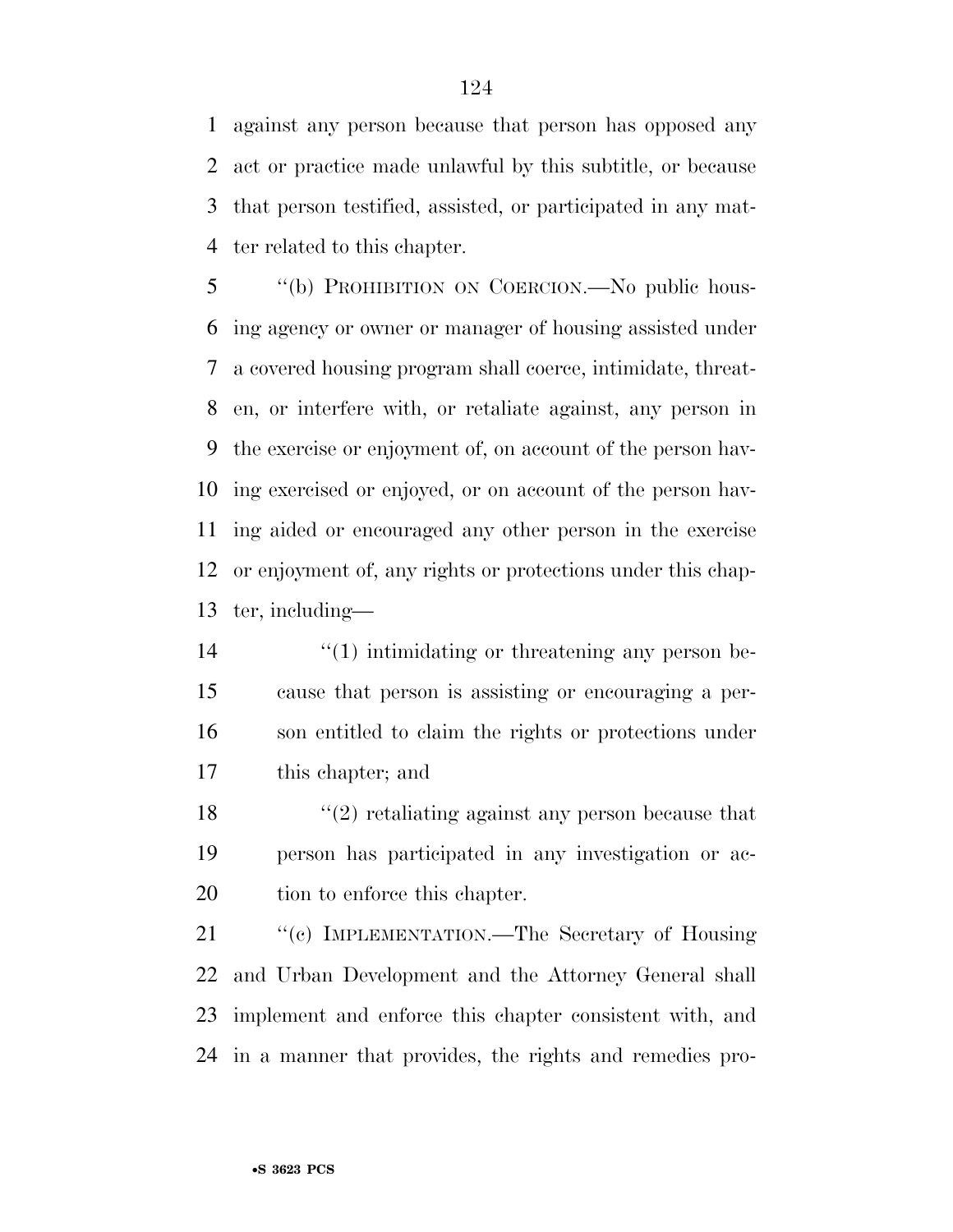against any person because that person has opposed any act or practice made unlawful by this subtitle, or because that person testified, assisted, or participated in any matter related to this chapter.

"(b) PROHIBITION ON COERCION.—No public housing agency or owner or manager of housing assisted under a covered housing program shall coerce, intimidate, threaten, or interfere with, or retaliate against, any person in the exercise or enjoyment of, on account of the person having exercised or enjoyed, or on account of the person having aided or encouraged any other person in the exercise or enjoyment of, any rights or protections under this chapter, including—

"(1) intimidating or threatening any person because that person is assisting or encouraging a person entitled to claim the rights or protections under this chapter; and

"(2) retaliating against any person because that person has participated in any investigation or action to enforce this chapter.

"(c) IMPLEMENTATION.—The Secretary of Housing and Urban Development and the Attorney General shall implement and enforce this chapter consistent with, and in a manner that provides, the rights and remedies pro-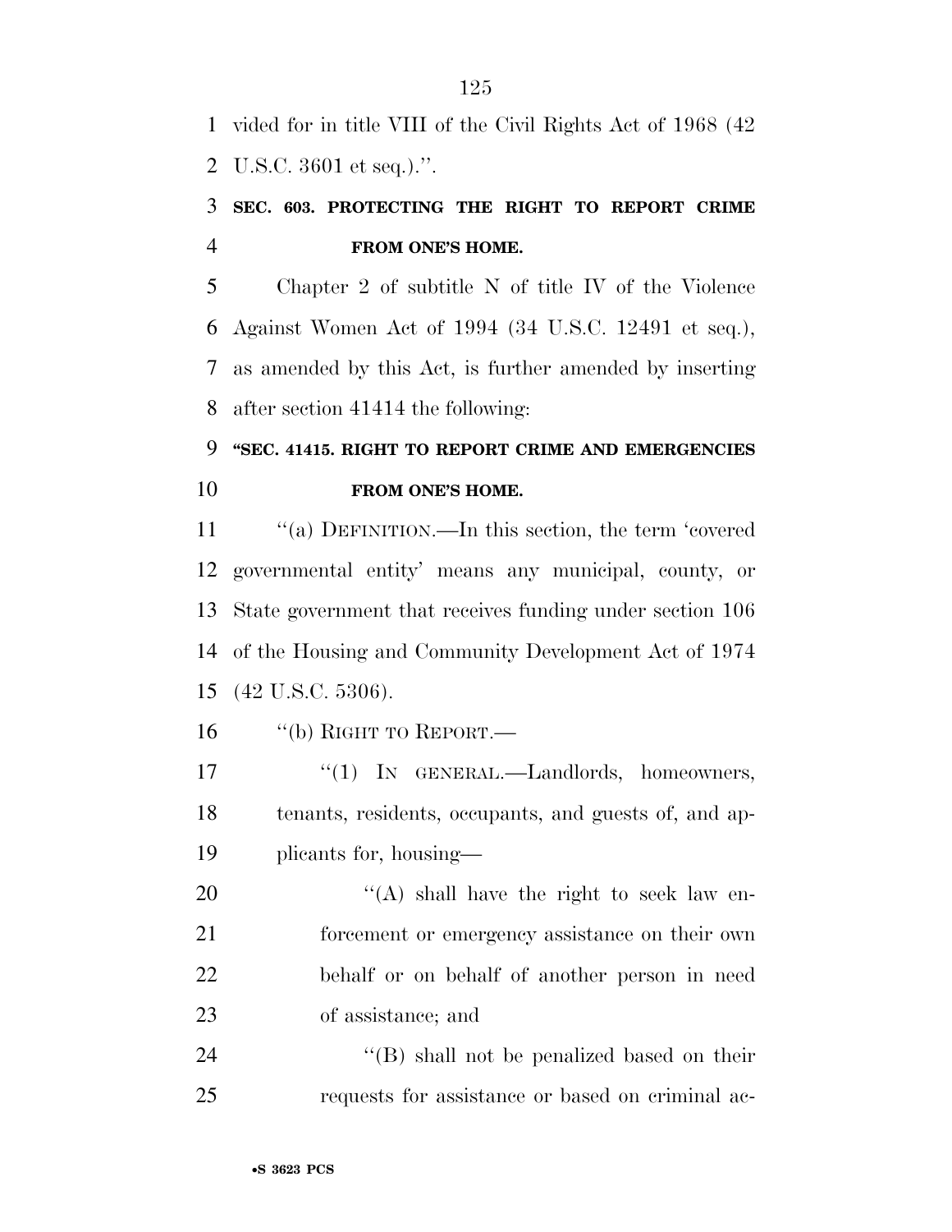vided for in title VIII of the Civil Rights Act of 1968 (42 U.S.C. 3601 et seq.).''.

**SEC. 603. PROTECTING THE RIGHT TO REPORT CRIME FROM ONE'S HOME.**

Chapter 2 of subtitle N of title IV of the Violence Against Women Act of 1994 (34 U.S.C. 12491 et seq.), as amended by this Act, is further amended by inserting after section 41414 the following:

**''SEC. 41415. RIGHT TO REPORT CRIME AND EMERGENCIES FROM ONE'S HOME.**

''(a) DEFINITION.—In this section, the term 'covered governmental entity' means any municipal, county, or State government that receives funding under section 106 of the Housing and Community Development Act of 1974 (42 U.S.C. 5306).

''(b) RIGHT TO REPORT.—

''(1) IN GENERAL.—Landlords, homeowners, tenants, residents, occupants, and guests of, and applicants for, housing—

''(A) shall have the right to seek law enforcement or emergency assistance on their own behalf or on behalf of another person in need of assistance; and

''(B) shall not be penalized based on their requests for assistance or based on criminal ac-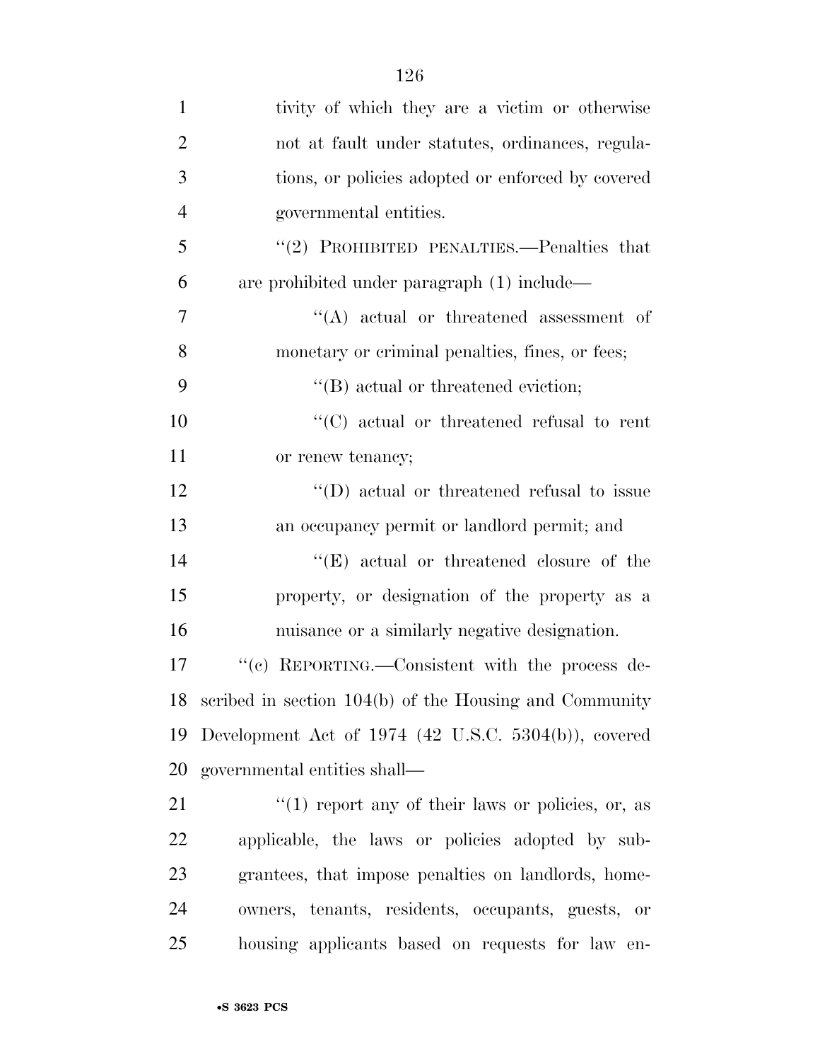tivity of which they are a victim or otherwise not at fault under statutes, ordinances, regulations, or policies adopted or enforced by covered governmental entities.

"(2) PROHIBITED PENALTIES.—Penalties that are prohibited under paragraph (1) include—

"(A) actual or threatened assessment of monetary or criminal penalties, fines, or fees;

"(B) actual or threatened eviction;

"(C) actual or threatened refusal to rent or renew tenancy;

"(D) actual or threatened refusal to issue an occupancy permit or landlord permit; and

"(E) actual or threatened closure of the property, or designation of the property as a nuisance or a similarly negative designation.

"(c) REPORTING.—Consistent with the process described in section 104(b) of the Housing and Community Development Act of 1974 (42 U.S.C. 5304(b)), covered governmental entities shall—

"(1) report any of their laws or policies, or, as applicable, the laws or policies adopted by subgrantees, that impose penalties on landlords, homeowners, tenants, residents, occupants, guests, or housing applicants based on requests for law en-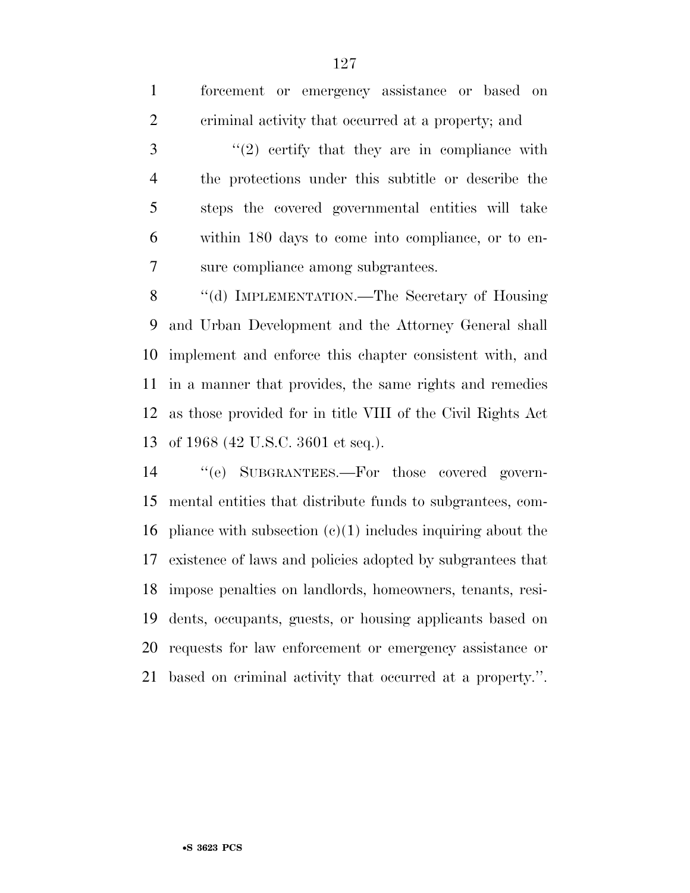forcement or emergency assistance or based on criminal activity that occurred at a property; and

"(2) certify that they are in compliance with the protections under this subtitle or describe the steps the covered governmental entities will take within 180 days to come into compliance, or to ensure compliance among subgrantees.

"(d) IMPLEMENTATION.—The Secretary of Housing and Urban Development and the Attorney General shall implement and enforce this chapter consistent with, and in a manner that provides, the same rights and remedies as those provided for in title VIII of the Civil Rights Act of 1968 (42 U.S.C. 3601 et seq.).

"(e) SUBGRANTEES.—For those covered governmental entities that distribute funds to subgrantees, compliance with subsection (c)(1) includes inquiring about the existence of laws and policies adopted by subgrantees that impose penalties on landlords, homeowners, tenants, residents, occupants, guests, or housing applicants based on requests for law enforcement or emergency assistance or based on criminal activity that occurred at a property.".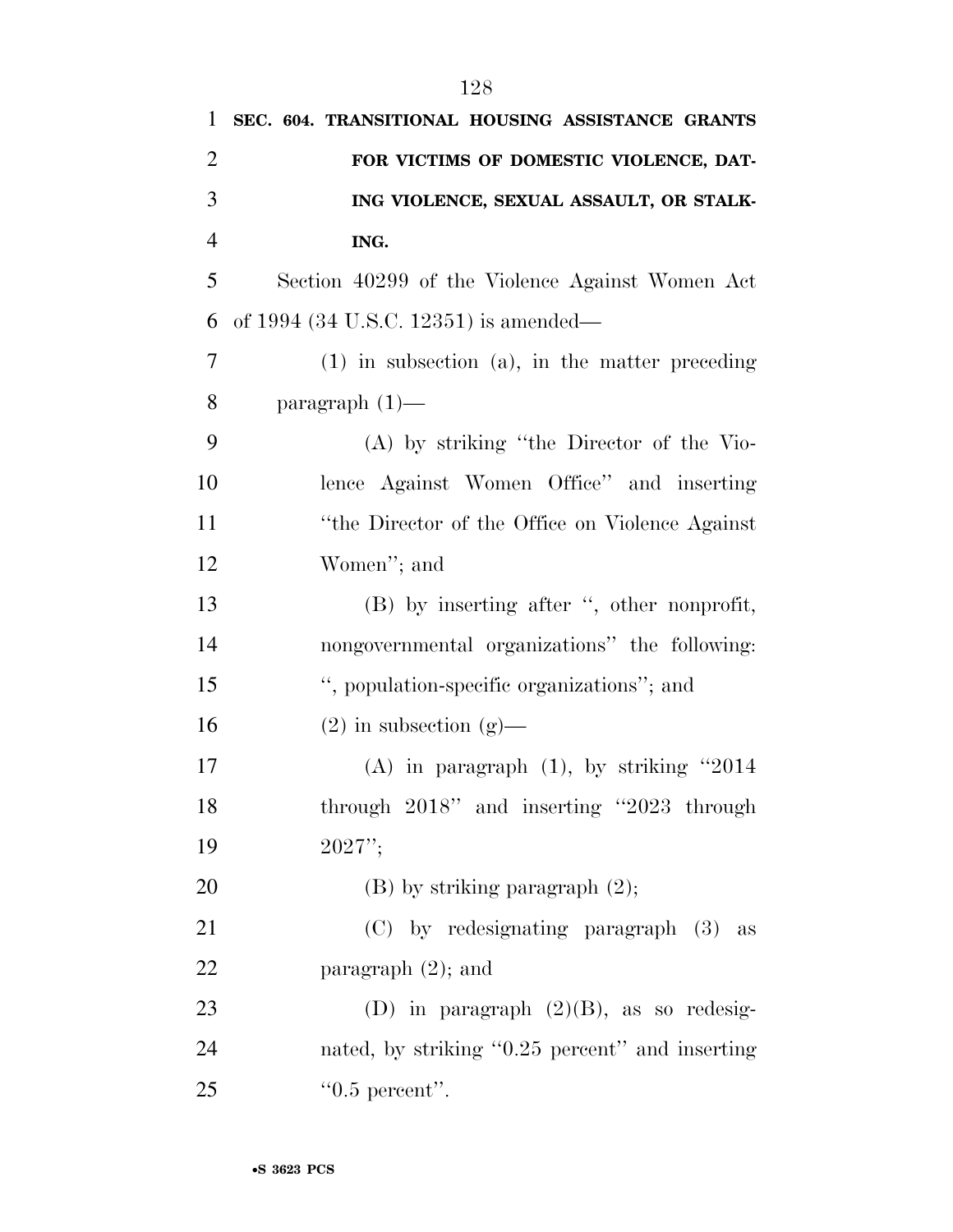**SEC. 604. TRANSITIONAL HOUSING ASSISTANCE GRANTS FOR VICTIMS OF DOMESTIC VIOLENCE, DATING VIOLENCE, SEXUAL ASSAULT, OR STALKING.**

Section 40299 of the Violence Against Women Act of 1994 (34 U.S.C. 12351) is amended—

(1) in subsection (a), in the matter preceding paragraph (1)—

(A) by striking ''the Director of the Violence Against Women Office'' and inserting ''the Director of the Office on Violence Against Women''; and

(B) by inserting after '', other nonprofit, nongovernmental organizations'' the following: '', population-specific organizations''; and

(2) in subsection (g)—

(A) in paragraph (1), by striking ''2014 through 2018'' and inserting ''2023 through 2027'';

(B) by striking paragraph (2);

(C) by redesignating paragraph (3) as paragraph (2); and

(D) in paragraph (2)(B), as so redesignated, by striking ''0.25 percent'' and inserting ''0.5 percent''.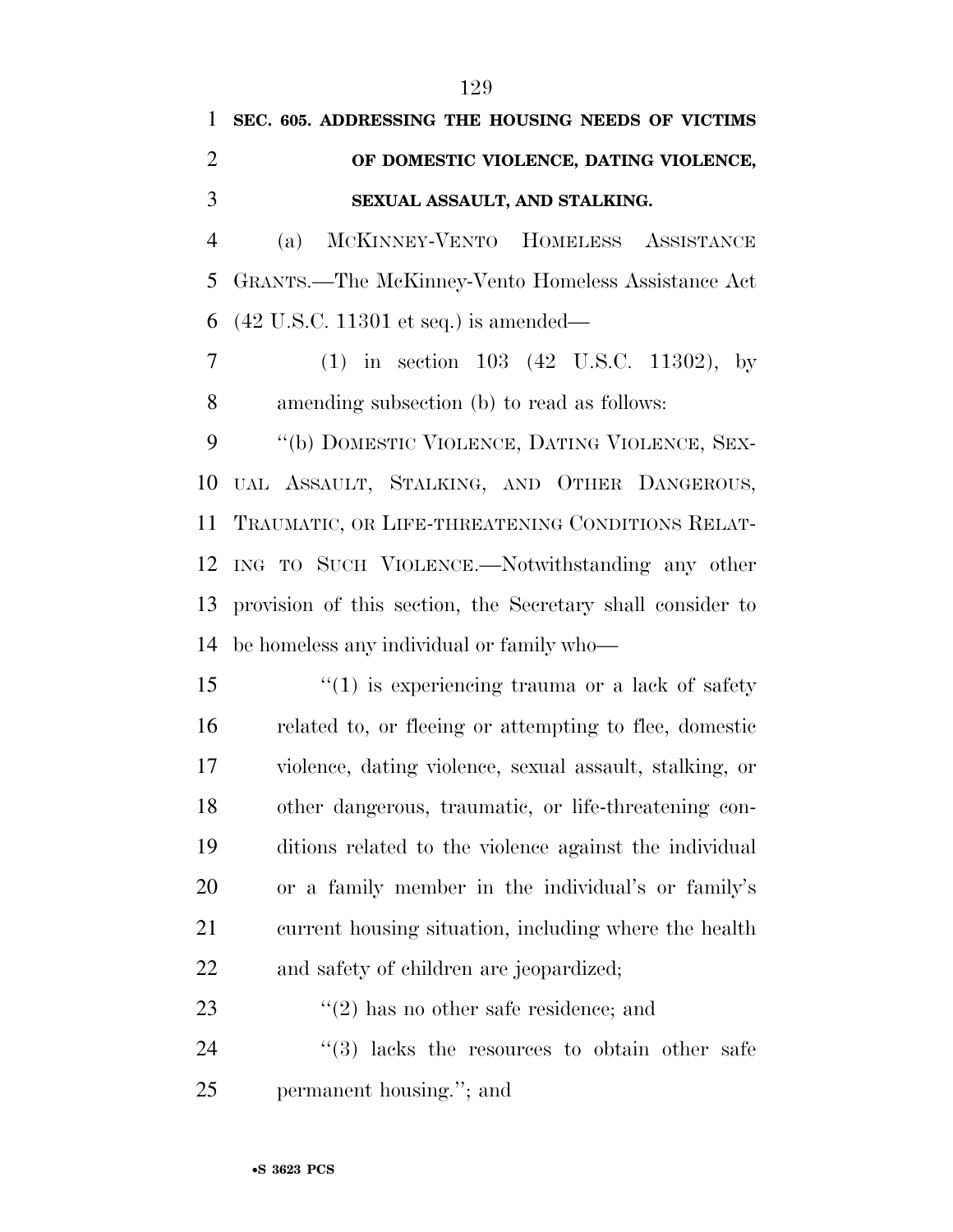**SEC. 605. ADDRESSING THE HOUSING NEEDS OF VICTIMS OF DOMESTIC VIOLENCE, DATING VIOLENCE, SEXUAL ASSAULT, AND STALKING.**

(a) MCKINNEY-VENTO HOMELESS ASSISTANCE GRANTS.—The McKinney-Vento Homeless Assistance Act (42 U.S.C. 11301 et seq.) is amended—

(1) in section 103 (42 U.S.C. 11302), by amending subsection (b) to read as follows:

''(b) DOMESTIC VIOLENCE, DATING VIOLENCE, SEXUAL ASSAULT, STALKING, AND OTHER DANGEROUS, TRAUMATIC, OR LIFE-THREATENING CONDITIONS RELATING TO SUCH VIOLENCE.—Notwithstanding any other provision of this section, the Secretary shall consider to be homeless any individual or family who—

''(1) is experiencing trauma or a lack of safety related to, or fleeing or attempting to flee, domestic violence, dating violence, sexual assault, stalking, or other dangerous, traumatic, or life-threatening conditions related to the violence against the individual or a family member in the individual's or family's current housing situation, including where the health and safety of children are jeopardized;

''(2) has no other safe residence; and

''(3) lacks the resources to obtain other safe permanent housing.''; and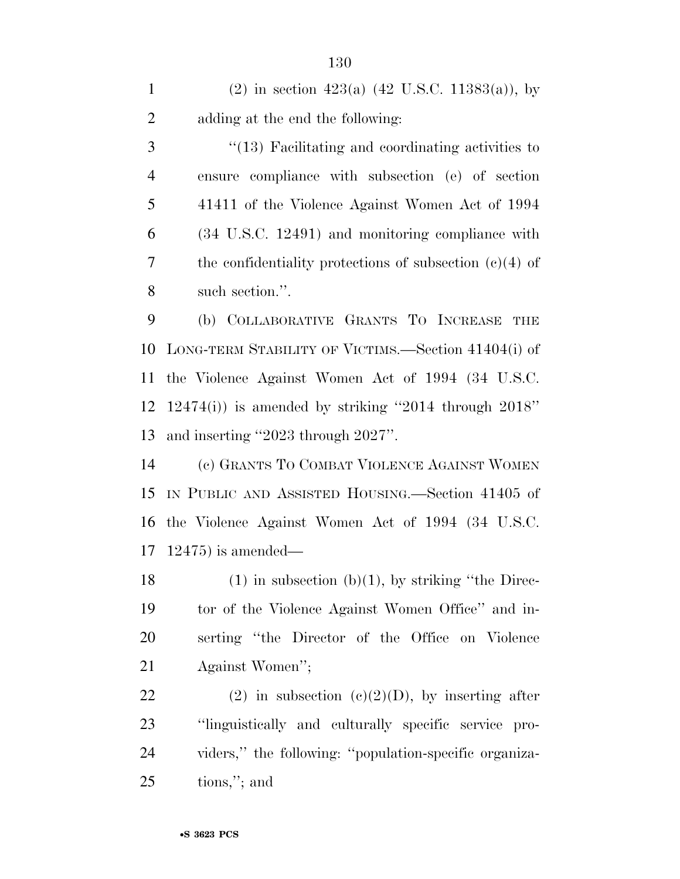(2) in section 423(a) (42 U.S.C. 11383(a)), by adding at the end the following:

"(13) Facilitating and coordinating activities to ensure compliance with subsection (e) of section 41411 of the Violence Against Women Act of 1994 (34 U.S.C. 12491) and monitoring compliance with the confidentiality protections of subsection (c)(4) of such section.".

(b) COLLABORATIVE GRANTS TO INCREASE THE LONG-TERM STABILITY OF VICTIMS.—Section 41404(i) of the Violence Against Women Act of 1994 (34 U.S.C. 12474(i)) is amended by striking "2014 through 2018" and inserting "2023 through 2027".

(c) GRANTS TO COMBAT VIOLENCE AGAINST WOMEN IN PUBLIC AND ASSISTED HOUSING.—Section 41405 of the Violence Against Women Act of 1994 (34 U.S.C. 12475) is amended—

(1) in subsection (b)(1), by striking "the Director of the Violence Against Women Office" and inserting "the Director of the Office on Violence Against Women";

(2) in subsection (c)(2)(D), by inserting after "linguistically and culturally specific service providers," the following: "population-specific organizations,"; and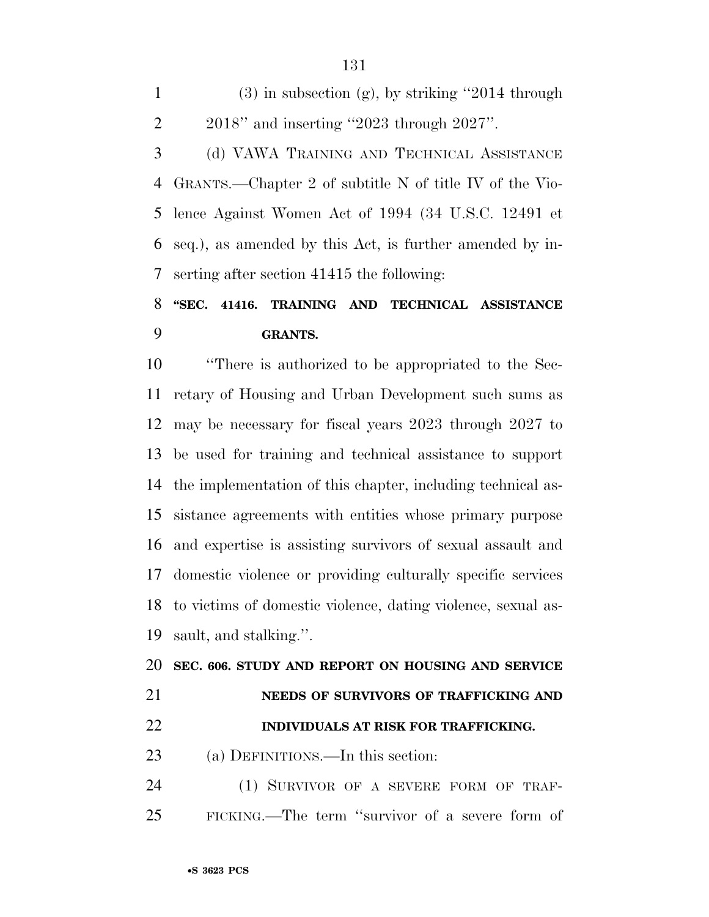(3) in subsection (g), by striking ''2014 through 2018'' and inserting ''2023 through 2027''.

(d) VAWA TRAINING AND TECHNICAL ASSISTANCE GRANTS.—Chapter 2 of subtitle N of title IV of the Violence Against Women Act of 1994 (34 U.S.C. 12491 et seq.), as amended by this Act, is further amended by inserting after section 41415 the following:

**''SEC. 41416. TRAINING AND TECHNICAL ASSISTANCE GRANTS.**

''There is authorized to be appropriated to the Secretary of Housing and Urban Development such sums as may be necessary for fiscal years 2023 through 2027 to be used for training and technical assistance to support the implementation of this chapter, including technical assistance agreements with entities whose primary purpose and expertise is assisting survivors of sexual assault and domestic violence or providing culturally specific services to victims of domestic violence, dating violence, sexual assault, and stalking.''.

**SEC. 606. STUDY AND REPORT ON HOUSING AND SERVICE NEEDS OF SURVIVORS OF TRAFFICKING AND INDIVIDUALS AT RISK FOR TRAFFICKING.**

(a) DEFINITIONS.—In this section:

(1) SURVIVOR OF A SEVERE FORM OF TRAFFICKING.—The term ''survivor of a severe form of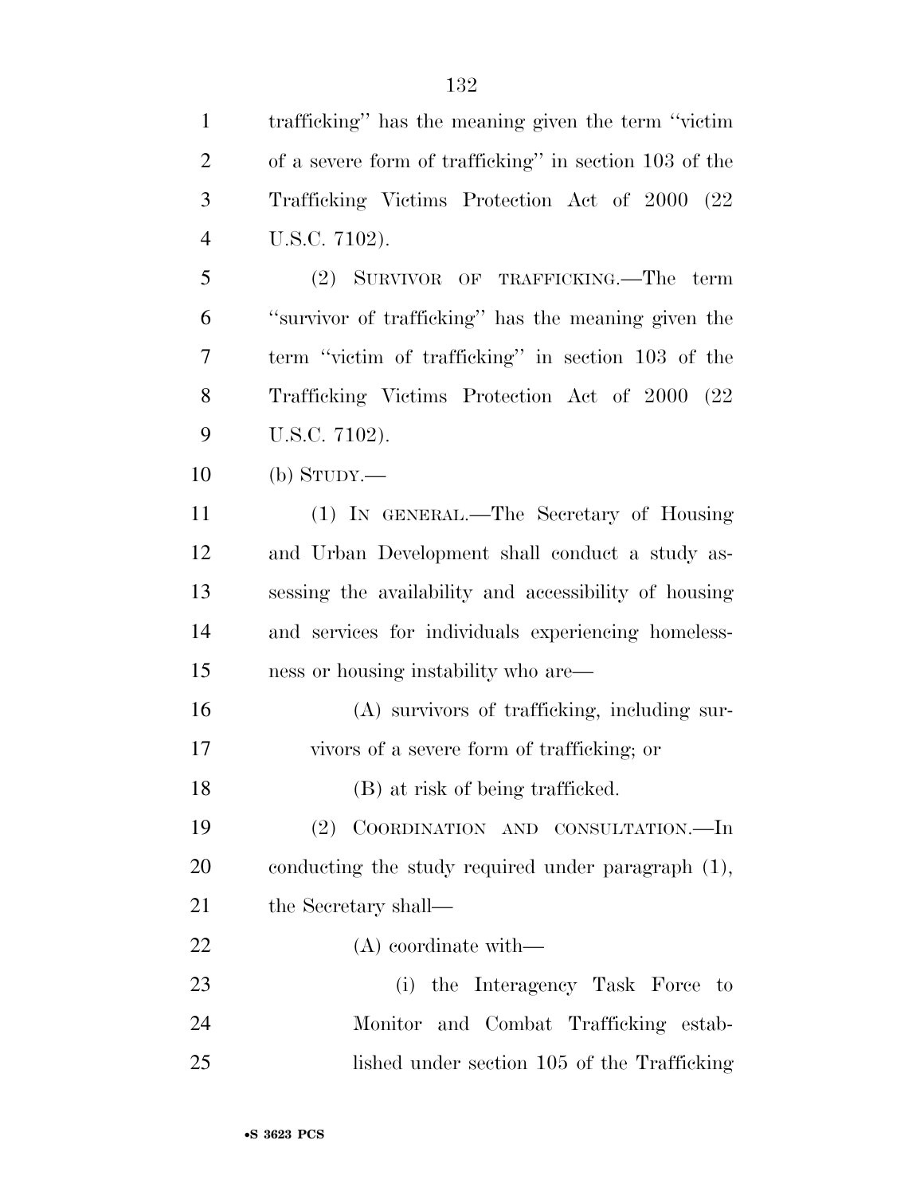trafficking'' has the meaning given the term ''victim of a severe form of trafficking'' in section 103 of the Trafficking Victims Protection Act of 2000 (22 U.S.C. 7102).

(2) SURVIVOR OF TRAFFICKING.—The term ''survivor of trafficking'' has the meaning given the term ''victim of trafficking'' in section 103 of the Trafficking Victims Protection Act of 2000 (22 U.S.C. 7102).

(b) STUDY.—

(1) IN GENERAL.—The Secretary of Housing and Urban Development shall conduct a study assessing the availability and accessibility of housing and services for individuals experiencing homelessness or housing instability who are—

(A) survivors of trafficking, including survivors of a severe form of trafficking; or

(B) at risk of being trafficked.

(2) COORDINATION AND CONSULTATION.—In conducting the study required under paragraph (1), the Secretary shall—

(A) coordinate with—

(i) the Interagency Task Force to Monitor and Combat Trafficking established under section 105 of the Trafficking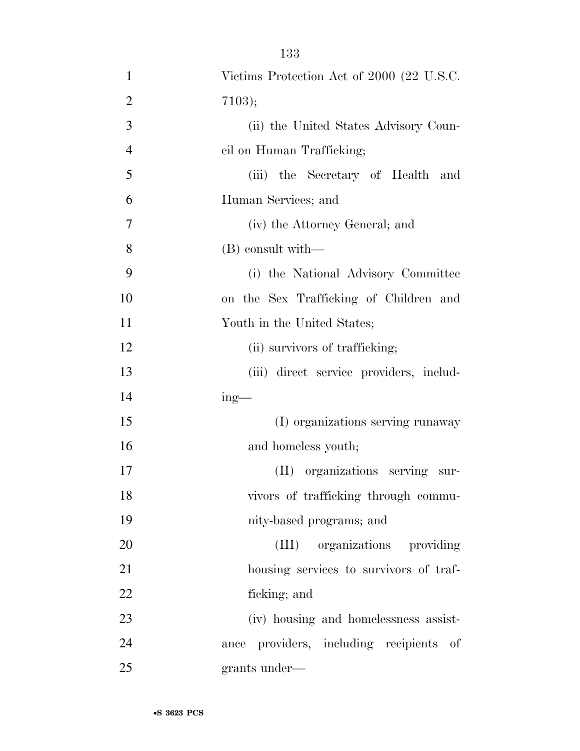Victims Protection Act of 2000 (22 U.S.C. 7103);

(ii) the United States Advisory Council on Human Trafficking;

(iii) the Secretary of Health and Human Services; and

(iv) the Attorney General; and

(B) consult with—

(i) the National Advisory Committee on the Sex Trafficking of Children and Youth in the United States;

(ii) survivors of trafficking;

(iii) direct service providers, including—

(I) organizations serving runaway and homeless youth;

(II) organizations serving survivors of trafficking through community-based programs; and

(III) organizations providing housing services to survivors of trafficking; and

(iv) housing and homelessness assistance providers, including recipients of grants under—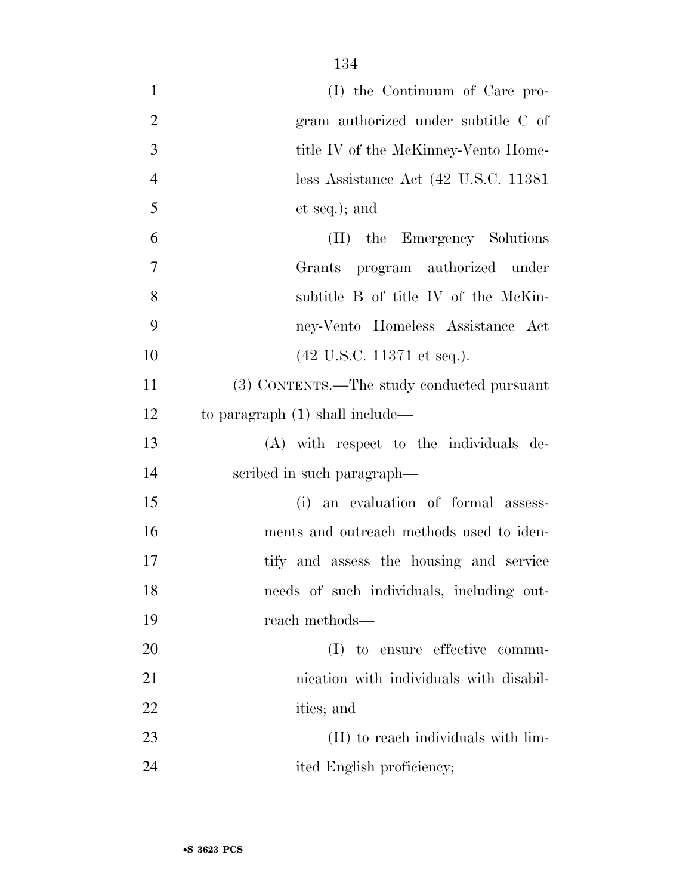(I) the Continuum of Care program authorized under subtitle C of title IV of the McKinney-Vento Homeless Assistance Act (42 U.S.C. 11381 et seq.); and

(II) the Emergency Solutions Grants program authorized under subtitle B of title IV of the McKinney-Vento Homeless Assistance Act (42 U.S.C. 11371 et seq.).

(3) CONTENTS.—The study conducted pursuant to paragraph (1) shall include—

(A) with respect to the individuals described in such paragraph—

(i) an evaluation of formal assessments and outreach methods used to identify and assess the housing and service needs of such individuals, including outreach methods—

(I) to ensure effective communication with individuals with disabilities; and

(II) to reach individuals with limited English proficiency;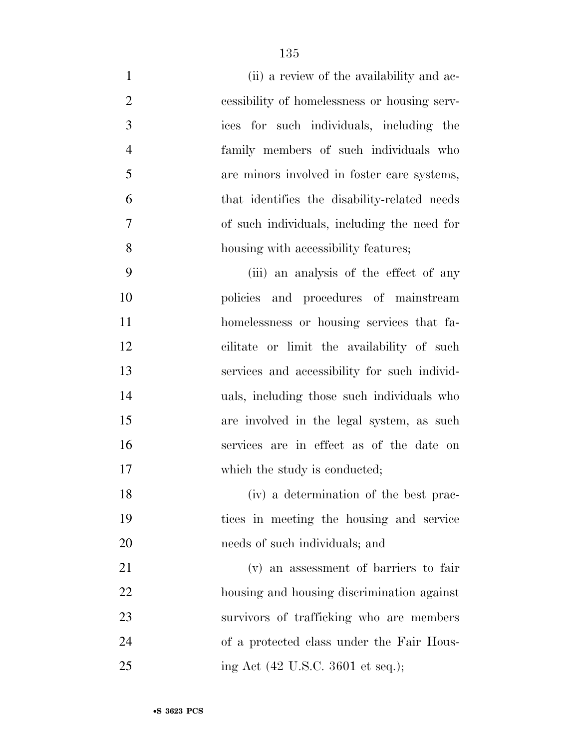(ii) a review of the availability and accessibility of homelessness or housing services for such individuals, including the family members of such individuals who are minors involved in foster care systems, that identifies the disability-related needs of such individuals, including the need for housing with accessibility features;

(iii) an analysis of the effect of any policies and procedures of mainstream homelessness or housing services that facilitate or limit the availability of such services and accessibility for such individuals, including those such individuals who are involved in the legal system, as such services are in effect as of the date on which the study is conducted;

(iv) a determination of the best practices in meeting the housing and service needs of such individuals; and

(v) an assessment of barriers to fair housing and housing discrimination against survivors of trafficking who are members of a protected class under the Fair Housing Act (42 U.S.C. 3601 et seq.);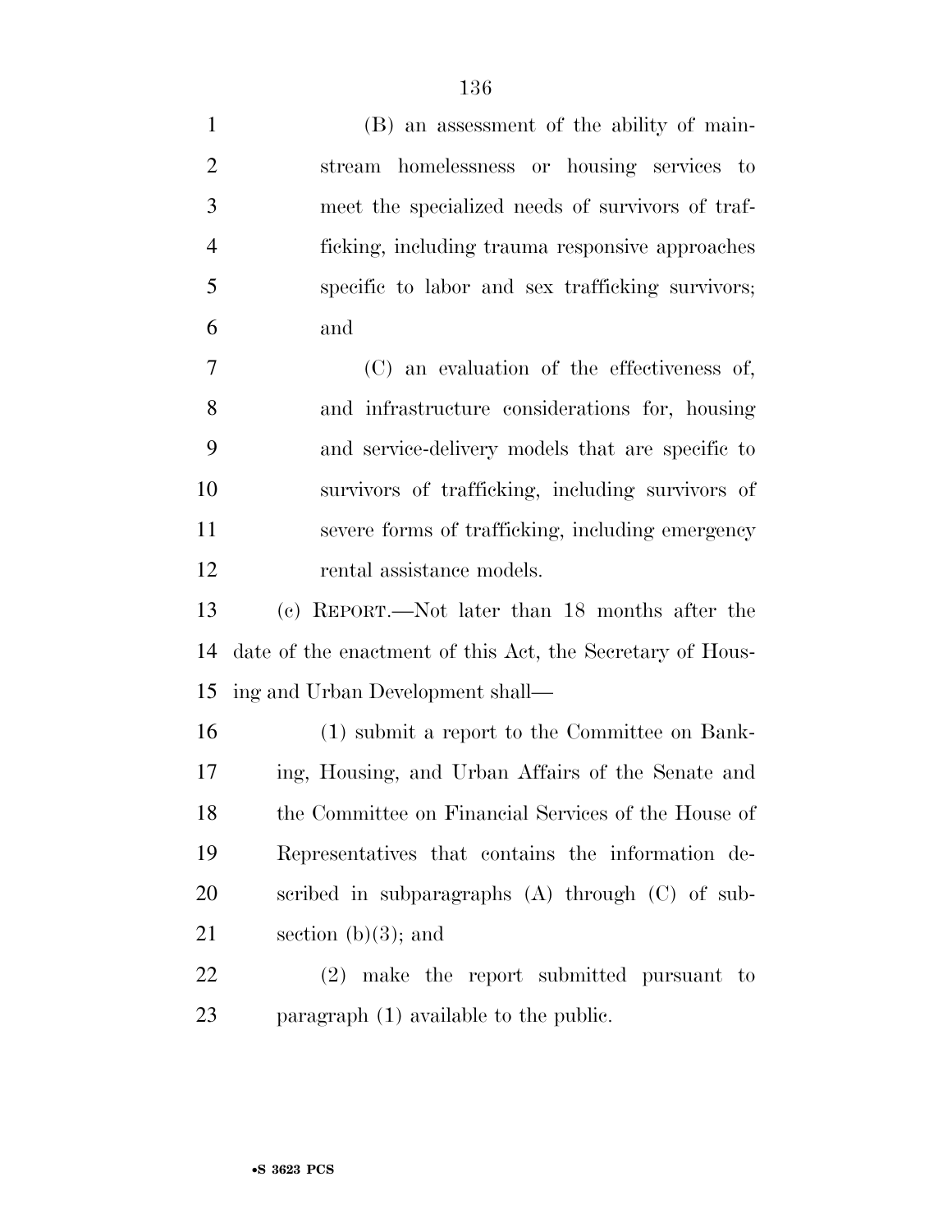(B) an assessment of the ability of mainstream homelessness or housing services to meet the specialized needs of survivors of trafficking, including trauma responsive approaches specific to labor and sex trafficking survivors; and

(C) an evaluation of the effectiveness of, and infrastructure considerations for, housing and service-delivery models that are specific to survivors of trafficking, including survivors of severe forms of trafficking, including emergency rental assistance models.

(c) REPORT.—Not later than 18 months after the date of the enactment of this Act, the Secretary of Housing and Urban Development shall—

(1) submit a report to the Committee on Banking, Housing, and Urban Affairs of the Senate and the Committee on Financial Services of the House of Representatives that contains the information described in subparagraphs (A) through (C) of subsection (b)(3); and

(2) make the report submitted pursuant to paragraph (1) available to the public.